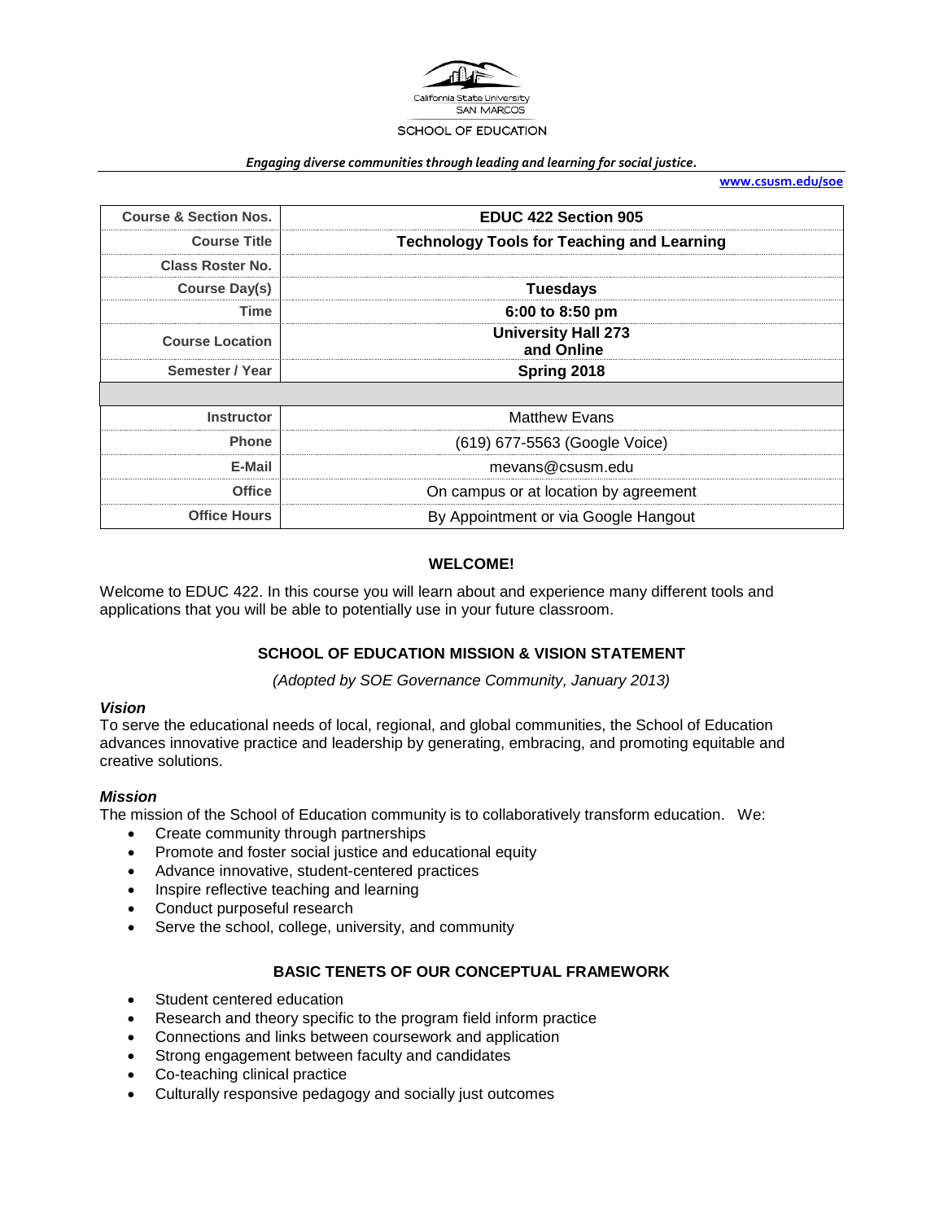California State University
SAN MARCOS

SCHOOL OF EDUCATION

*Engaging diverse communities through leading and learning for social justice.*

**www.csusm.edu/soe**

| | |
|---|---|
| **Course & Section Nos.** | **EDUC 422 Section 905** |
| **Course Title** | **Technology Tools for Teaching and Learning** |
| **Class Roster No.** | |
| **Course Day(s)** | **Tuesdays** |
| **Time** | **6:00 to 8:50 pm** |
| **Course Location** | **University Hall 273 and Online** |
| **Semester / Year** | **Spring 2018** |
| | |
| **Instructor** | Matthew Evans |
| **Phone** | (619) 677-5563 (Google Voice) |
| **E-Mail** | mevans@csusm.edu |
| **Office** | On campus or at location by agreement |
| **Office Hours** | By Appointment or via Google Hangout |

## WELCOME!

Welcome to EDUC 422. In this course you will learn about and experience many different tools and applications that you will be able to potentially use in your future classroom.

## SCHOOL OF EDUCATION MISSION & VISION STATEMENT

*(Adopted by SOE Governance Community, January 2013)*

### *Vision*

To serve the educational needs of local, regional, and global communities, the School of Education advances innovative practice and leadership by generating, embracing, and promoting equitable and creative solutions.

### *Mission*

The mission of the School of Education community is to collaboratively transform education. We:

- Create community through partnerships
- Promote and foster social justice and educational equity
- Advance innovative, student-centered practices
- Inspire reflective teaching and learning
- Conduct purposeful research
- Serve the school, college, university, and community

## BASIC TENETS OF OUR CONCEPTUAL FRAMEWORK

- Student centered education
- Research and theory specific to the program field inform practice
- Connections and links between coursework and application
- Strong engagement between faculty and candidates
- Co-teaching clinical practice
- Culturally responsive pedagogy and socially just outcomes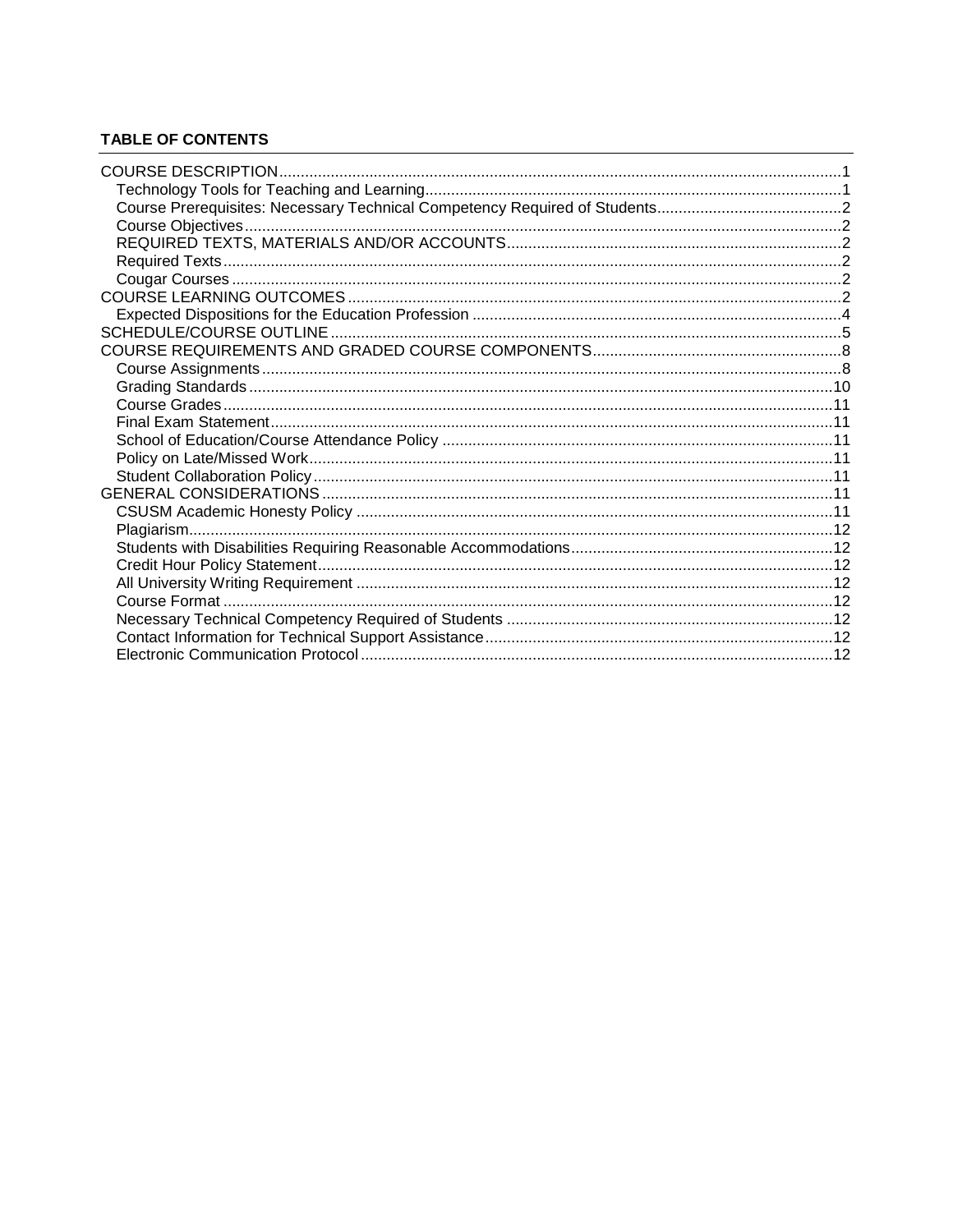**TABLE OF CONTENTS**

COURSE DESCRIPTION ... 1
- Technology Tools for Teaching and Learning ... 1
- Course Prerequisites: Necessary Technical Competency Required of Students ... 2
- Course Objectives ... 2
- REQUIRED TEXTS, MATERIALS AND/OR ACCOUNTS ... 2
- Required Texts ... 2
- Cougar Courses ... 2

COURSE LEARNING OUTCOMES ... 2
- Expected Dispositions for the Education Profession ... 4

SCHEDULE/COURSE OUTLINE ... 5

COURSE REQUIREMENTS AND GRADED COURSE COMPONENTS ... 8
- Course Assignments ... 8
- Grading Standards ... 10
- Course Grades ... 11
- Final Exam Statement ... 11
- School of Education/Course Attendance Policy ... 11
- Policy on Late/Missed Work ... 11
- Student Collaboration Policy ... 11

GENERAL CONSIDERATIONS ... 11
- CSUSM Academic Honesty Policy ... 11
- Plagiarism ... 12
- Students with Disabilities Requiring Reasonable Accommodations ... 12
- Credit Hour Policy Statement ... 12
- All University Writing Requirement ... 12
- Course Format ... 12
- Necessary Technical Competency Required of Students ... 12
- Contact Information for Technical Support Assistance ... 12
- Electronic Communication Protocol ... 12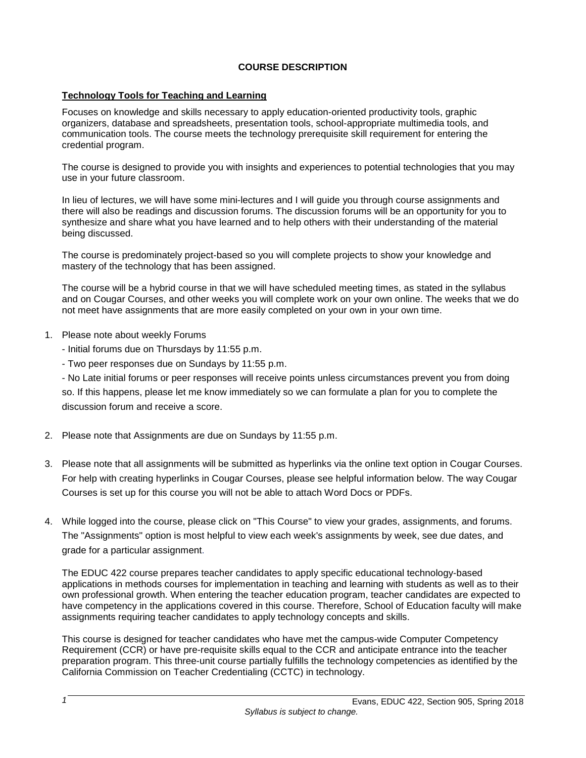## COURSE DESCRIPTION

### Technology Tools for Teaching and Learning

Focuses on knowledge and skills necessary to apply education-oriented productivity tools, graphic organizers, database and spreadsheets, presentation tools, school-appropriate multimedia tools, and communication tools. The course meets the technology prerequisite skill requirement for entering the credential program.

The course is designed to provide you with insights and experiences to potential technologies that you may use in your future classroom.

In lieu of lectures, we will have some mini-lectures and I will guide you through course assignments and there will also be readings and discussion forums. The discussion forums will be an opportunity for you to synthesize and share what you have learned and to help others with their understanding of the material being discussed.

The course is predominately project-based so you will complete projects to show your knowledge and mastery of the technology that has been assigned.

The course will be a hybrid course in that we will have scheduled meeting times, as stated in the syllabus and on Cougar Courses, and other weeks you will complete work on your own online. The weeks that we do not meet have assignments that are more easily completed on your own in your own time.

1. Please note about weekly Forums
   - Initial forums due on Thursdays by 11:55 p.m.
   - Two peer responses due on Sundays by 11:55 p.m.
   - No Late initial forums or peer responses will receive points unless circumstances prevent you from doing so. If this happens, please let me know immediately so we can formulate a plan for you to complete the discussion forum and receive a score.

2. Please note that Assignments are due on Sundays by 11:55 p.m.

3. Please note that all assignments will be submitted as hyperlinks via the online text option in Cougar Courses. For help with creating hyperlinks in Cougar Courses, please see helpful information below. The way Cougar Courses is set up for this course you will not be able to attach Word Docs or PDFs.

4. While logged into the course, please click on "This Course" to view your grades, assignments, and forums. The "Assignments" option is most helpful to view each week's assignments by week, see due dates, and grade for a particular assignment.

   The EDUC 422 course prepares teacher candidates to apply specific educational technology-based applications in methods courses for implementation in teaching and learning with students as well as to their own professional growth. When entering the teacher education program, teacher candidates are expected to have competency in the applications covered in this course. Therefore, School of Education faculty will make assignments requiring teacher candidates to apply technology concepts and skills.

   This course is designed for teacher candidates who have met the campus-wide Computer Competency Requirement (CCR) or have pre-requisite skills equal to the CCR and anticipate entrance into the teacher preparation program. This three-unit course partially fulfills the technology competencies as identified by the California Commission on Teacher Credentialing (CCTC) in technology.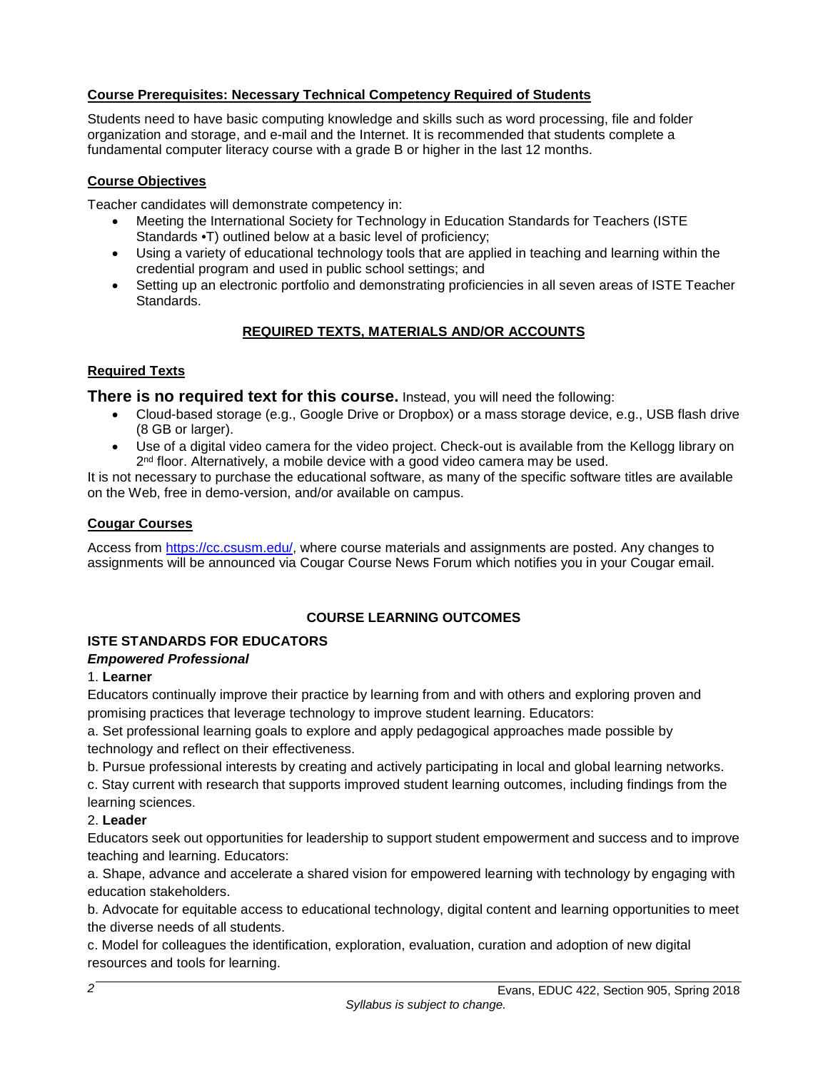**Course Prerequisites: Necessary Technical Competency Required of Students**

Students need to have basic computing knowledge and skills such as word processing, file and folder organization and storage, and e-mail and the Internet. It is recommended that students complete a fundamental computer literacy course with a grade B or higher in the last 12 months.

**Course Objectives**

Teacher candidates will demonstrate competency in:

- Meeting the International Society for Technology in Education Standards for Teachers (ISTE Standards •T) outlined below at a basic level of proficiency;
- Using a variety of educational technology tools that are applied in teaching and learning within the credential program and used in public school settings; and
- Setting up an electronic portfolio and demonstrating proficiencies in all seven areas of ISTE Teacher Standards.

## REQUIRED TEXTS, MATERIALS AND/OR ACCOUNTS

**Required Texts**

**There is no required text for this course.** Instead, you will need the following:

- Cloud-based storage (e.g., Google Drive or Dropbox) or a mass storage device, e.g., USB flash drive (8 GB or larger).
- Use of a digital video camera for the video project. Check-out is available from the Kellogg library on 2nd floor. Alternatively, a mobile device with a good video camera may be used.

It is not necessary to purchase the educational software, as many of the specific software titles are available on the Web, free in demo-version, and/or available on campus.

**Cougar Courses**

Access from [https://cc.csusm.edu/](https://cc.csusm.edu/), where course materials and assignments are posted. Any changes to assignments will be announced via Cougar Course News Forum which notifies you in your Cougar email.

## COURSE LEARNING OUTCOMES

**ISTE STANDARDS FOR EDUCATORS**

***Empowered Professional***

1. **Learner**

Educators continually improve their practice by learning from and with others and exploring proven and promising practices that leverage technology to improve student learning. Educators:

a. Set professional learning goals to explore and apply pedagogical approaches made possible by technology and reflect on their effectiveness.

b. Pursue professional interests by creating and actively participating in local and global learning networks.

c. Stay current with research that supports improved student learning outcomes, including findings from the learning sciences.

2. **Leader**

Educators seek out opportunities for leadership to support student empowerment and success and to improve teaching and learning. Educators:

a. Shape, advance and accelerate a shared vision for empowered learning with technology by engaging with education stakeholders.

b. Advocate for equitable access to educational technology, digital content and learning opportunities to meet the diverse needs of all students.

c. Model for colleagues the identification, exploration, evaluation, curation and adoption of new digital resources and tools for learning.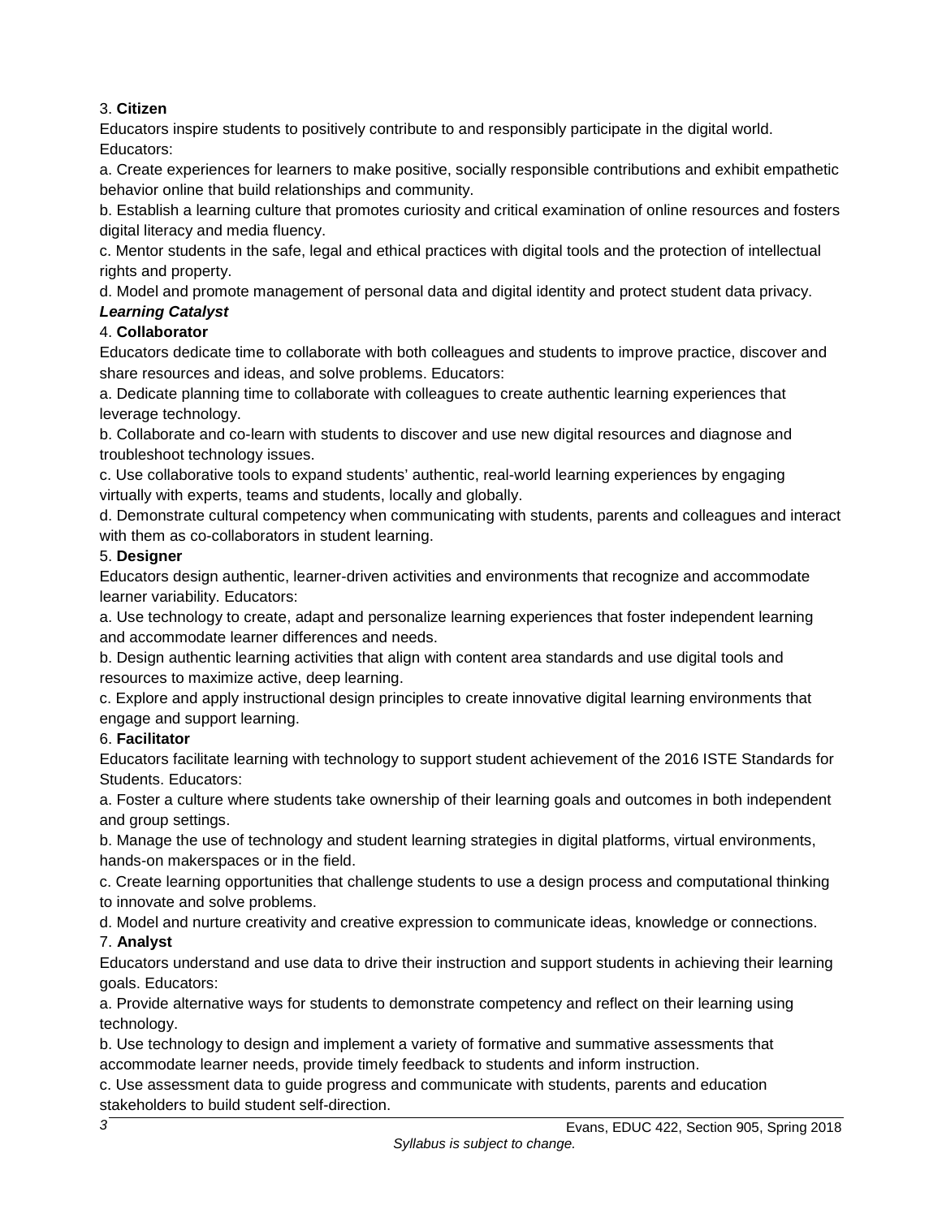3. **Citizen**

Educators inspire students to positively contribute to and responsibly participate in the digital world. Educators:

a. Create experiences for learners to make positive, socially responsible contributions and exhibit empathetic behavior online that build relationships and community.

b. Establish a learning culture that promotes curiosity and critical examination of online resources and fosters digital literacy and media fluency.

c. Mentor students in the safe, legal and ethical practices with digital tools and the protection of intellectual rights and property.

d. Model and promote management of personal data and digital identity and protect student data privacy.

***Learning Catalyst***

4. **Collaborator**

Educators dedicate time to collaborate with both colleagues and students to improve practice, discover and share resources and ideas, and solve problems. Educators:

a. Dedicate planning time to collaborate with colleagues to create authentic learning experiences that leverage technology.

b. Collaborate and co-learn with students to discover and use new digital resources and diagnose and troubleshoot technology issues.

c. Use collaborative tools to expand students' authentic, real-world learning experiences by engaging virtually with experts, teams and students, locally and globally.

d. Demonstrate cultural competency when communicating with students, parents and colleagues and interact with them as co-collaborators in student learning.

5. **Designer**

Educators design authentic, learner-driven activities and environments that recognize and accommodate learner variability. Educators:

a. Use technology to create, adapt and personalize learning experiences that foster independent learning and accommodate learner differences and needs.

b. Design authentic learning activities that align with content area standards and use digital tools and resources to maximize active, deep learning.

c. Explore and apply instructional design principles to create innovative digital learning environments that engage and support learning.

6. **Facilitator**

Educators facilitate learning with technology to support student achievement of the 2016 ISTE Standards for Students. Educators:

a. Foster a culture where students take ownership of their learning goals and outcomes in both independent and group settings.

b. Manage the use of technology and student learning strategies in digital platforms, virtual environments, hands-on makerspaces or in the field.

c. Create learning opportunities that challenge students to use a design process and computational thinking to innovate and solve problems.

d. Model and nurture creativity and creative expression to communicate ideas, knowledge or connections.

7. **Analyst**

Educators understand and use data to drive their instruction and support students in achieving their learning goals. Educators:

a. Provide alternative ways for students to demonstrate competency and reflect on their learning using technology.

b. Use technology to design and implement a variety of formative and summative assessments that accommodate learner needs, provide timely feedback to students and inform instruction.

c. Use assessment data to guide progress and communicate with students, parents and education stakeholders to build student self-direction.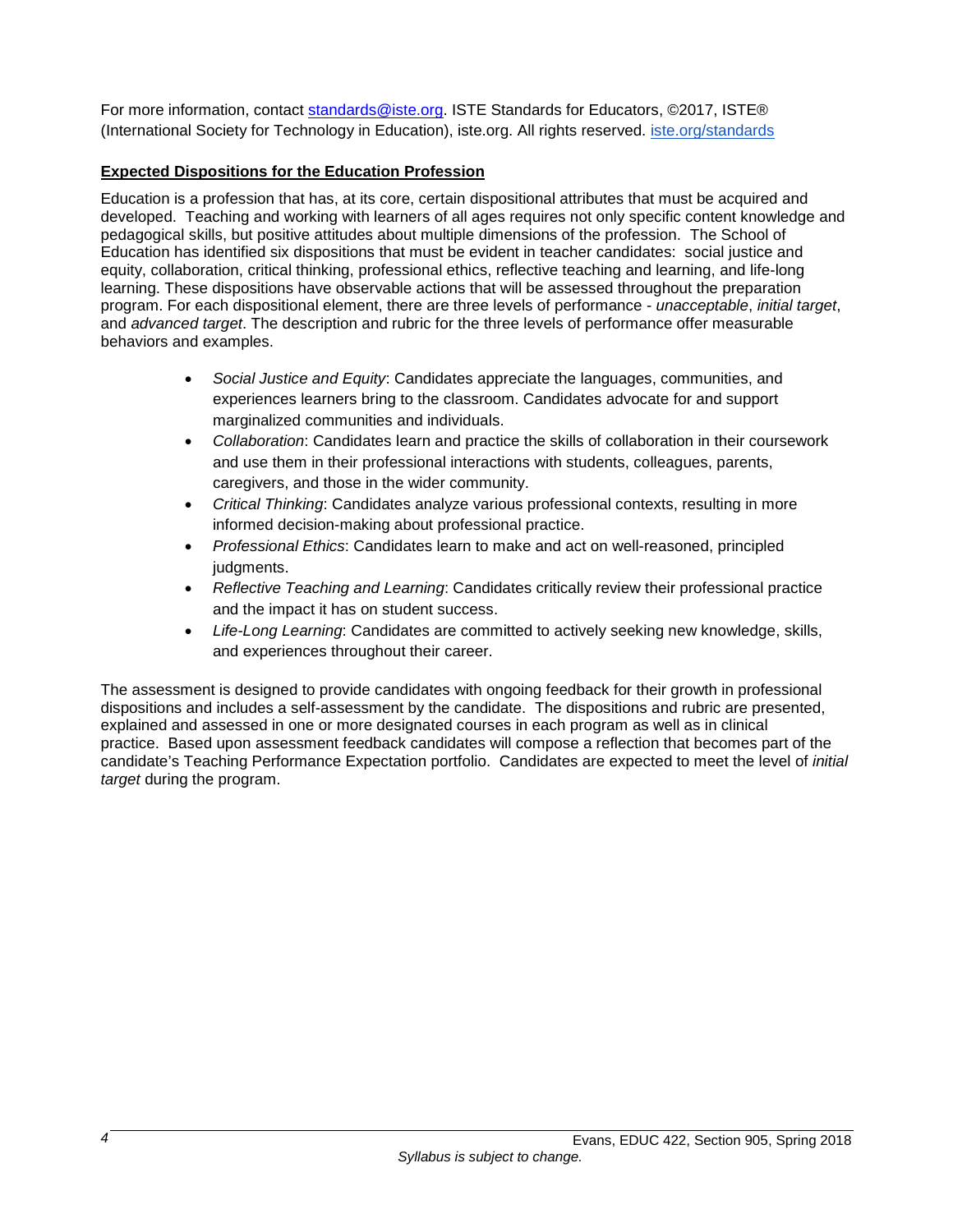For more information, contact [standards@iste.org](mailto:standards@iste.org). ISTE Standards for Educators, ©2017, ISTE® (International Society for Technology in Education), iste.org. All rights reserved. [iste.org/standards](iste.org/standards)

**Expected Dispositions for the Education Profession**

Education is a profession that has, at its core, certain dispositional attributes that must be acquired and developed. Teaching and working with learners of all ages requires not only specific content knowledge and pedagogical skills, but positive attitudes about multiple dimensions of the profession. The School of Education has identified six dispositions that must be evident in teacher candidates: social justice and equity, collaboration, critical thinking, professional ethics, reflective teaching and learning, and life-long learning. These dispositions have observable actions that will be assessed throughout the preparation program. For each dispositional element, there are three levels of performance - *unacceptable*, *initial target*, and *advanced target*. The description and rubric for the three levels of performance offer measurable behaviors and examples.

- *Social Justice and Equity*: Candidates appreciate the languages, communities, and experiences learners bring to the classroom. Candidates advocate for and support marginalized communities and individuals.
- *Collaboration*: Candidates learn and practice the skills of collaboration in their coursework and use them in their professional interactions with students, colleagues, parents, caregivers, and those in the wider community.
- *Critical Thinking*: Candidates analyze various professional contexts, resulting in more informed decision-making about professional practice.
- *Professional Ethics*: Candidates learn to make and act on well-reasoned, principled judgments.
- *Reflective Teaching and Learning*: Candidates critically review their professional practice and the impact it has on student success.
- *Life-Long Learning*: Candidates are committed to actively seeking new knowledge, skills, and experiences throughout their career.

The assessment is designed to provide candidates with ongoing feedback for their growth in professional dispositions and includes a self-assessment by the candidate. The dispositions and rubric are presented, explained and assessed in one or more designated courses in each program as well as in clinical practice. Based upon assessment feedback candidates will compose a reflection that becomes part of the candidate's Teaching Performance Expectation portfolio. Candidates are expected to meet the level of *initial target* during the program.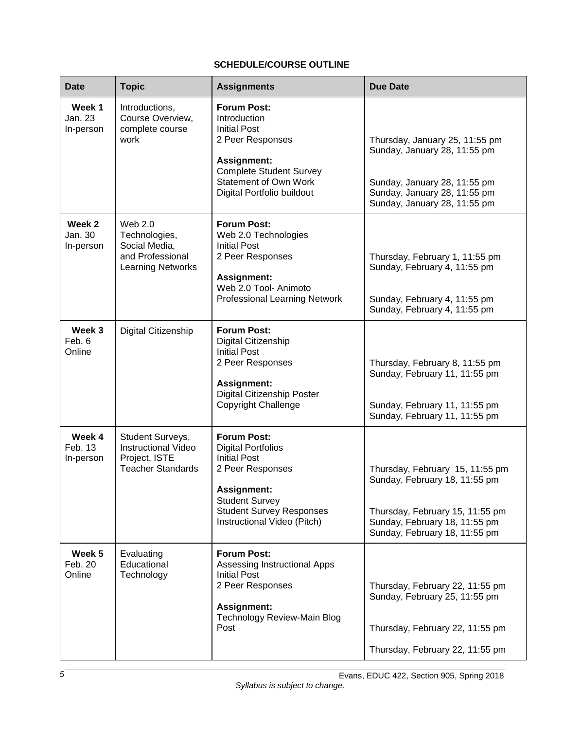**SCHEDULE/COURSE OUTLINE**

| Date | Topic | Assignments | Due Date |
|---|---|---|---|
| **Week 1** Jan. 23 In-person | Introductions, Course Overview, complete course work | **Forum Post:** Introduction<br>Initial Post<br>2 Peer Responses<br>**Assignment:**<br>Complete Student Survey<br>Statement of Own Work<br>Digital Portfolio buildout | <br><br>Thursday, January 25, 11:55 pm<br>Sunday, January 28, 11:55 pm<br><br>Sunday, January 28, 11:55 pm<br>Sunday, January 28, 11:55 pm<br>Sunday, January 28, 11:55 pm |
| **Week 2** Jan. 30 In-person | Web 2.0 Technologies, Social Media, and Professional Learning Networks | **Forum Post:** Web 2.0 Technologies<br>Initial Post<br>2 Peer Responses<br>**Assignment:**<br>Web 2.0 Tool- Animoto<br>Professional Learning Network | <br><br>Thursday, February 1, 11:55 pm<br>Sunday, February 4, 11:55 pm<br><br>Sunday, February 4, 11:55 pm<br>Sunday, February 4, 11:55 pm |
| **Week 3** Feb. 6 Online | Digital Citizenship | **Forum Post:** Digital Citizenship<br>Initial Post<br>2 Peer Responses<br>**Assignment:**<br>Digital Citizenship Poster<br>Copyright Challenge | <br><br>Thursday, February 8, 11:55 pm<br>Sunday, February 11, 11:55 pm<br><br>Sunday, February 11, 11:55 pm<br>Sunday, February 11, 11:55 pm |
| **Week 4** Feb. 13 In-person | Student Surveys, Instructional Video Project, ISTE Teacher Standards | **Forum Post:** Digital Portfolios<br>Initial Post<br>2 Peer Responses<br>**Assignment:**<br>Student Survey<br>Student Survey Responses<br>Instructional Video (Pitch) | <br><br>Thursday, February 15, 11:55 pm<br>Sunday, February 18, 11:55 pm<br><br>Thursday, February 15, 11:55 pm<br>Sunday, February 18, 11:55 pm<br>Sunday, February 18, 11:55 pm |
| **Week 5** Feb. 20 Online | Evaluating Educational Technology | **Forum Post:** Assessing Instructional Apps<br>Initial Post<br>2 Peer Responses<br>**Assignment:**<br>Technology Review-Main Blog Post | <br><br>Thursday, February 22, 11:55 pm<br>Sunday, February 25, 11:55 pm<br><br>Thursday, February 22, 11:55 pm<br><br>Thursday, February 22, 11:55 pm |

*Syllabus is subject to change.*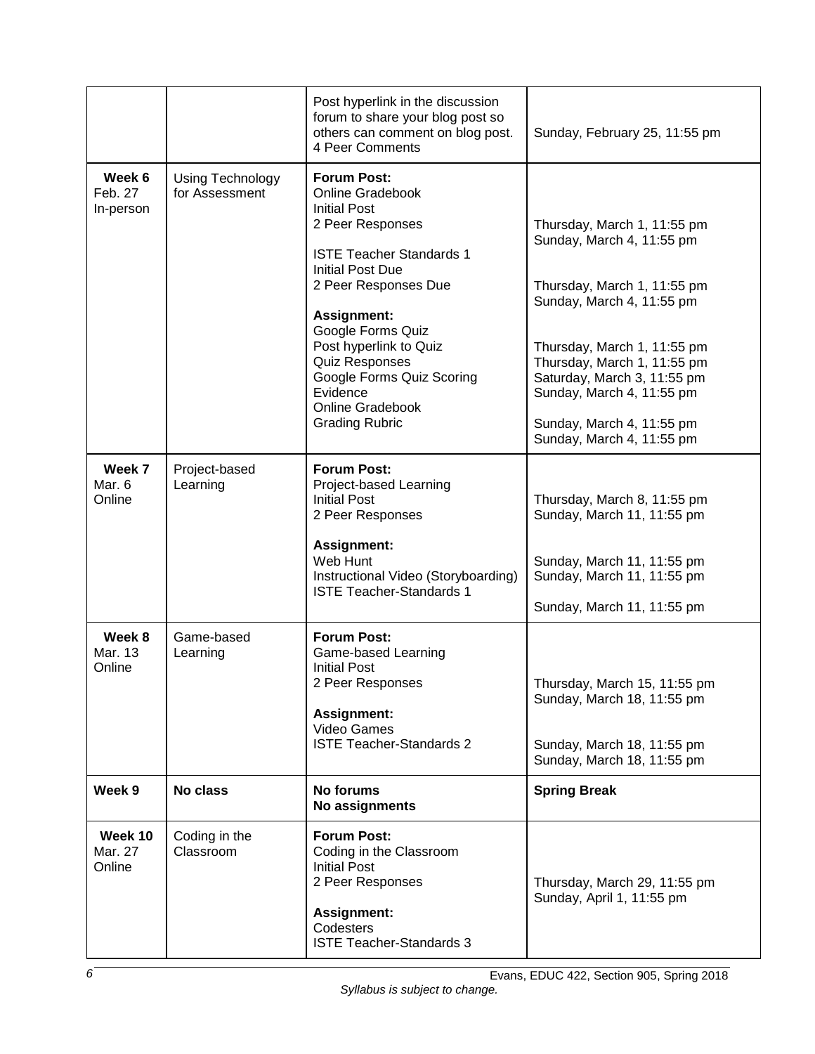| | | | |
|---|---|---|---|
| | | Post hyperlink in the discussion forum to share your blog post so others can comment on blog post.<br>4 Peer Comments | Sunday, February 25, 11:55 pm |
| **Week 6**<br>Feb. 27<br>In-person | Using Technology for Assessment | **Forum Post:**<br>Online Gradebook<br>Initial Post<br>2 Peer Responses<br><br>ISTE Teacher Standards 1<br>Initial Post Due<br>2 Peer Responses Due<br><br>**Assignment:**<br>Google Forms Quiz<br>Post hyperlink to Quiz<br>Quiz Responses<br>Google Forms Quiz Scoring<br>Evidence<br>Online Gradebook<br>Grading Rubric | <br><br>Thursday, March 1, 11:55 pm<br>Sunday, March 4, 11:55 pm<br><br><br>Thursday, March 1, 11:55 pm<br>Sunday, March 4, 11:55 pm<br><br><br>Thursday, March 1, 11:55 pm<br>Thursday, March 1, 11:55 pm<br>Saturday, March 3, 11:55 pm<br>Sunday, March 4, 11:55 pm<br><br>Sunday, March 4, 11:55 pm<br>Sunday, March 4, 11:55 pm |
| **Week 7**<br>Mar. 6<br>Online | Project-based Learning | **Forum Post:**<br>Project-based Learning<br>Initial Post<br>2 Peer Responses<br><br>**Assignment:**<br>Web Hunt<br>Instructional Video (Storyboarding)<br>ISTE Teacher-Standards 1 | <br><br>Thursday, March 8, 11:55 pm<br>Sunday, March 11, 11:55 pm<br><br><br>Sunday, March 11, 11:55 pm<br>Sunday, March 11, 11:55 pm<br><br>Sunday, March 11, 11:55 pm |
| **Week 8**<br>Mar. 13<br>Online | Game-based Learning | **Forum Post:**<br>Game-based Learning<br>Initial Post<br>2 Peer Responses<br><br>**Assignment:**<br>Video Games<br>ISTE Teacher-Standards 2 | <br><br><br>Thursday, March 15, 11:55 pm<br>Sunday, March 18, 11:55 pm<br><br><br>Sunday, March 18, 11:55 pm<br>Sunday, March 18, 11:55 pm |
| **Week 9** | **No class** | **No forums**<br>**No assignments** | **Spring Break** |
| **Week 10**<br>Mar. 27<br>Online | Coding in the Classroom | **Forum Post:**<br>Coding in the Classroom<br>Initial Post<br>2 Peer Responses<br><br>**Assignment:**<br>Codesters<br>ISTE Teacher-Standards 3 | <br><br><br>Thursday, March 29, 11:55 pm<br>Sunday, April 1, 11:55 pm |

*Syllabus is subject to change.*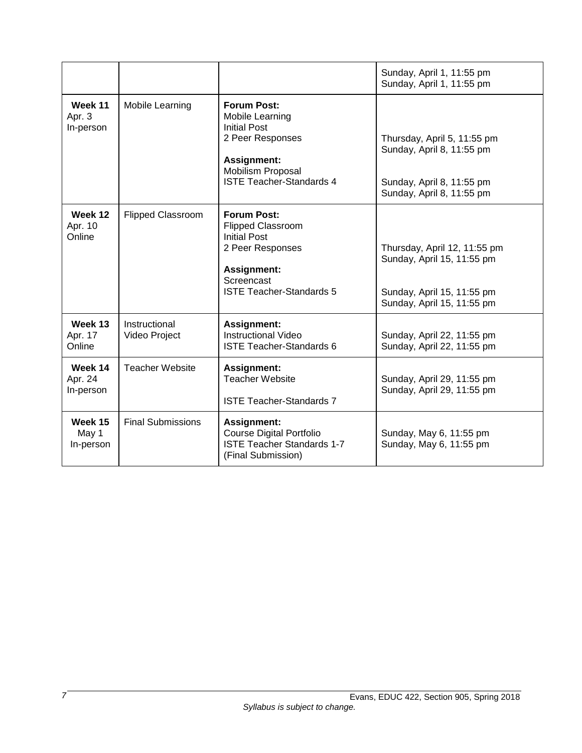| | | | Sunday, April 1, 11:55 pm<br>Sunday, April 1, 11:55 pm |
|---|---|---|---|
| **Week 11**<br>Apr. 3<br>In-person | Mobile Learning | **Forum Post:**<br>Mobile Learning<br>Initial Post<br>2 Peer Responses<br>**Assignment:**<br>Mobilism Proposal<br>ISTE Teacher-Standards 4 | Thursday, April 5, 11:55 pm<br>Sunday, April 8, 11:55 pm<br>Sunday, April 8, 11:55 pm<br>Sunday, April 8, 11:55 pm |
| **Week 12**<br>Apr. 10<br>Online | Flipped Classroom | **Forum Post:**<br>Flipped Classroom<br>Initial Post<br>2 Peer Responses<br>**Assignment:**<br>Screencast<br>ISTE Teacher-Standards 5 | Thursday, April 12, 11:55 pm<br>Sunday, April 15, 11:55 pm<br>Sunday, April 15, 11:55 pm<br>Sunday, April 15, 11:55 pm |
| **Week 13**<br>Apr. 17<br>Online | Instructional Video Project | **Assignment:**<br>Instructional Video<br>ISTE Teacher-Standards 6 | Sunday, April 22, 11:55 pm<br>Sunday, April 22, 11:55 pm |
| **Week 14**<br>Apr. 24<br>In-person | Teacher Website | **Assignment:**<br>Teacher Website<br>ISTE Teacher-Standards 7 | Sunday, April 29, 11:55 pm<br>Sunday, April 29, 11:55 pm |
| **Week 15**<br>May 1<br>In-person | Final Submissions | **Assignment:**<br>Course Digital Portfolio<br>ISTE Teacher Standards 1-7<br>(Final Submission) | Sunday, May 6, 11:55 pm<br>Sunday, May 6, 11:55 pm |

*Syllabus is subject to change.*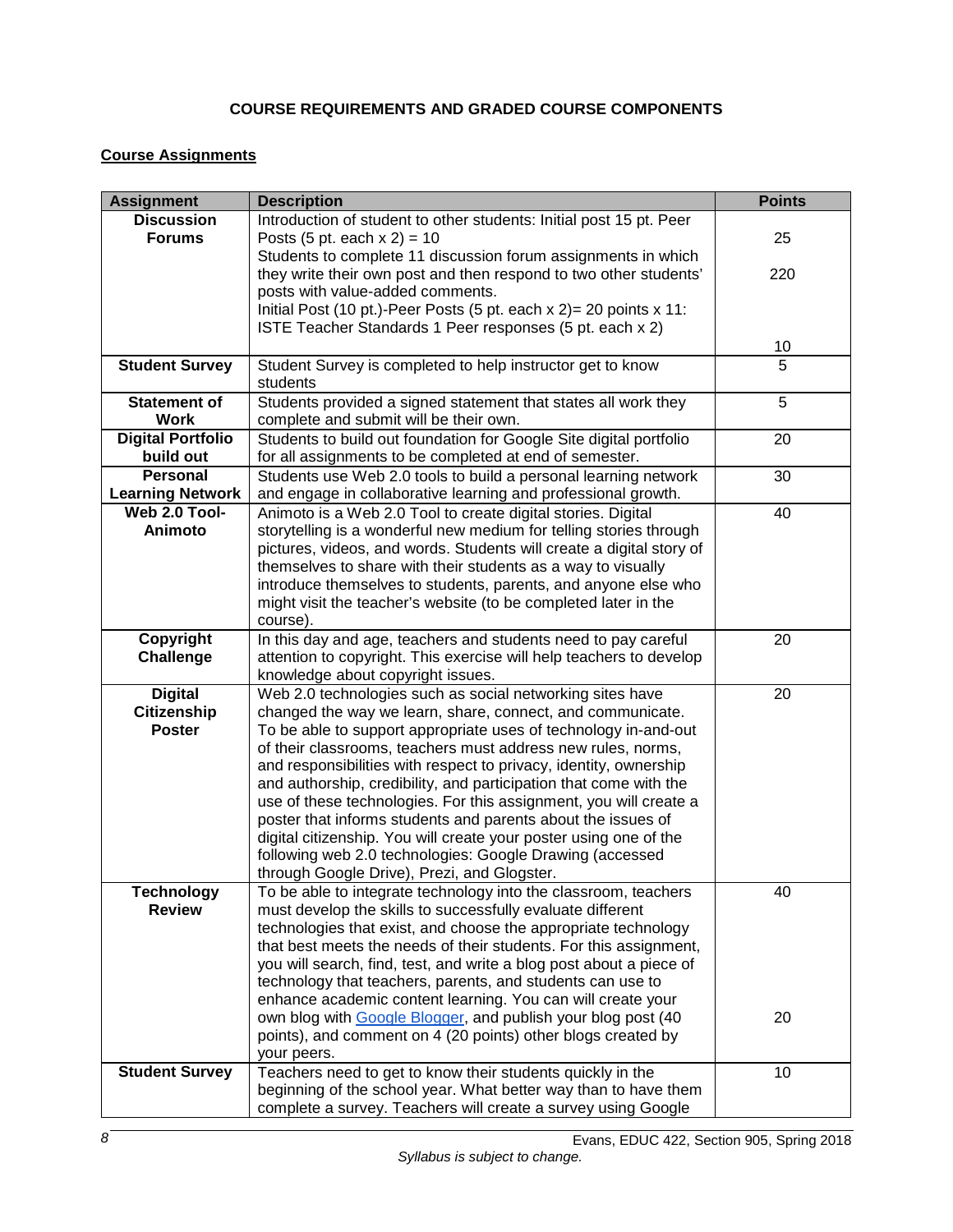## COURSE REQUIREMENTS AND GRADED COURSE COMPONENTS

### Course Assignments

| Assignment | Description | Points |
|---|---|---|
| **Discussion Forums** | Introduction of student to other students: Initial post 15 pt. Peer Posts (5 pt. each x 2) = 10<br>Students to complete 11 discussion forum assignments in which they write their own post and then respond to two other students' posts with value-added comments.<br>Initial Post (10 pt.)-Peer Posts (5 pt. each x 2)= 20 points x 11:<br>ISTE Teacher Standards 1 Peer responses (5 pt. each x 2) | 25<br><br>220<br><br><br><br>10 |
| **Student Survey** | Student Survey is completed to help instructor get to know students | 5 |
| **Statement of Work** | Students provided a signed statement that states all work they complete and submit will be their own. | 5 |
| **Digital Portfolio build out** | Students to build out foundation for Google Site digital portfolio for all assignments to be completed at end of semester. | 20 |
| **Personal Learning Network** | Students use Web 2.0 tools to build a personal learning network and engage in collaborative learning and professional growth. | 30 |
| **Web 2.0 Tool-Animoto** | Animoto is a Web 2.0 Tool to create digital stories. Digital storytelling is a wonderful new medium for telling stories through pictures, videos, and words. Students will create a digital story of themselves to share with their students as a way to visually introduce themselves to students, parents, and anyone else who might visit the teacher's website (to be completed later in the course). | 40 |
| **Copyright Challenge** | In this day and age, teachers and students need to pay careful attention to copyright. This exercise will help teachers to develop knowledge about copyright issues. | 20 |
| **Digital Citizenship Poster** | Web 2.0 technologies such as social networking sites have changed the way we learn, share, connect, and communicate. To be able to support appropriate uses of technology in-and-out of their classrooms, teachers must address new rules, norms, and responsibilities with respect to privacy, identity, ownership and authorship, credibility, and participation that come with the use of these technologies. For this assignment, you will create a poster that informs students and parents about the issues of digital citizenship. You will create your poster using one of the following web 2.0 technologies: Google Drawing (accessed through Google Drive), Prezi, and Glogster. | 20 |
| **Technology Review** | To be able to integrate technology into the classroom, teachers must develop the skills to successfully evaluate different technologies that exist, and choose the appropriate technology that best meets the needs of their students. For this assignment, you will search, find, test, and write a blog post about a piece of technology that teachers, parents, and students can use to enhance academic content learning. You can will create your own blog with Google Blogger, and publish your blog post (40 points), and comment on 4 (20 points) other blogs created by your peers. | 40<br><br><br><br><br><br><br>20 |
| **Student Survey** | Teachers need to get to know their students quickly in the beginning of the school year. What better way than to have them complete a survey. Teachers will create a survey using Google | 10 |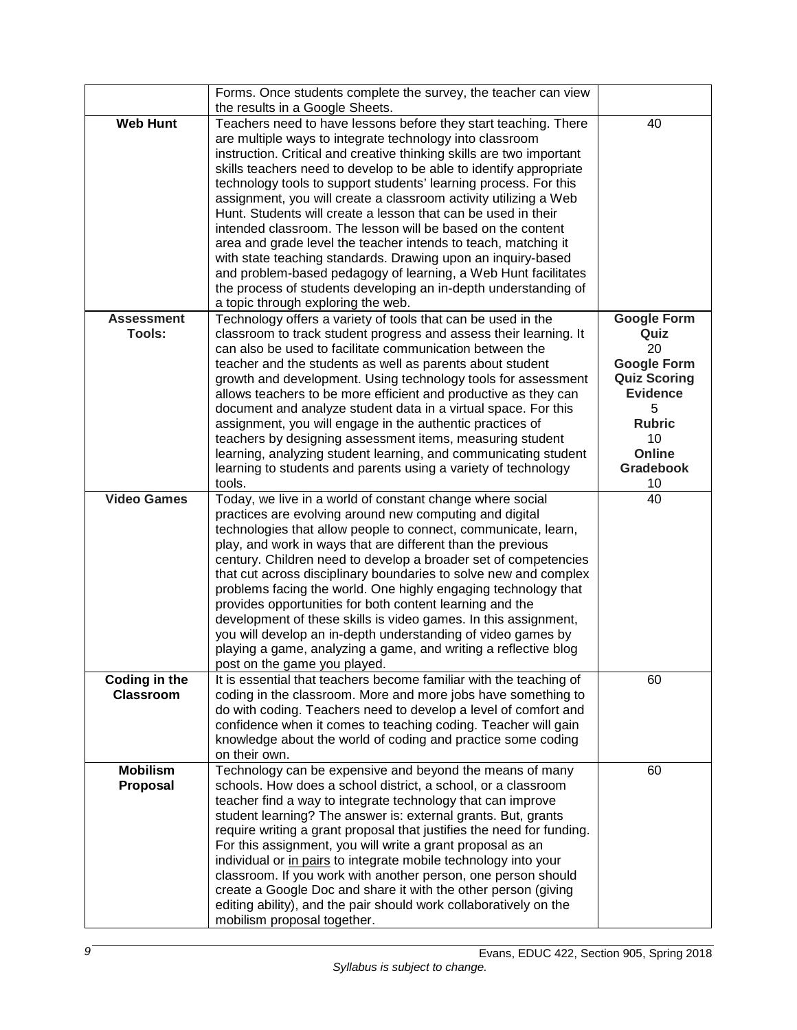| | | |
|---|---|---|
| | Forms. Once students complete the survey, the teacher can view the results in a Google Sheets. | |
| **Web Hunt** | Teachers need to have lessons before they start teaching. There are multiple ways to integrate technology into classroom instruction. Critical and creative thinking skills are two important skills teachers need to develop to be able to identify appropriate technology tools to support students' learning process. For this assignment, you will create a classroom activity utilizing a Web Hunt. Students will create a lesson that can be used in their intended classroom. The lesson will be based on the content area and grade level the teacher intends to teach, matching it with state teaching standards. Drawing upon an inquiry-based and problem-based pedagogy of learning, a Web Hunt facilitates the process of students developing an in-depth understanding of a topic through exploring the web. | 40 |
| **Assessment Tools:** | Technology offers a variety of tools that can be used in the classroom to track student progress and assess their learning. It can also be used to facilitate communication between the teacher and the students as well as parents about student growth and development. Using technology tools for assessment allows teachers to be more efficient and productive as they can document and analyze student data in a virtual space. For this assignment, you will engage in the authentic practices of teachers by designing assessment items, measuring student learning, analyzing student learning, and communicating student learning to students and parents using a variety of technology tools. | **Google Form Quiz** 20 **Google Form Quiz Scoring Evidence** 5 **Rubric** 10 **Online Gradebook** 10 |
| **Video Games** | Today, we live in a world of constant change where social practices are evolving around new computing and digital technologies that allow people to connect, communicate, learn, play, and work in ways that are different than the previous century. Children need to develop a broader set of competencies that cut across disciplinary boundaries to solve new and complex problems facing the world. One highly engaging technology that provides opportunities for both content learning and the development of these skills is video games. In this assignment, you will develop an in-depth understanding of video games by playing a game, analyzing a game, and writing a reflective blog post on the game you played. | 40 |
| **Coding in the Classroom** | It is essential that teachers become familiar with the teaching of coding in the classroom. More and more jobs have something to do with coding. Teachers need to develop a level of comfort and confidence when it comes to teaching coding. Teacher will gain knowledge about the world of coding and practice some coding on their own. | 60 |
| **Mobilism Proposal** | Technology can be expensive and beyond the means of many schools. How does a school district, a school, or a classroom teacher find a way to integrate technology that can improve student learning? The answer is: external grants. But, grants require writing a grant proposal that justifies the need for funding. For this assignment, you will write a grant proposal as an individual or <u>in pairs</u> to integrate mobile technology into your classroom. If you work with another person, one person should create a Google Doc and share it with the other person (giving editing ability), and the pair should work collaboratively on the mobilism proposal together. | 60 |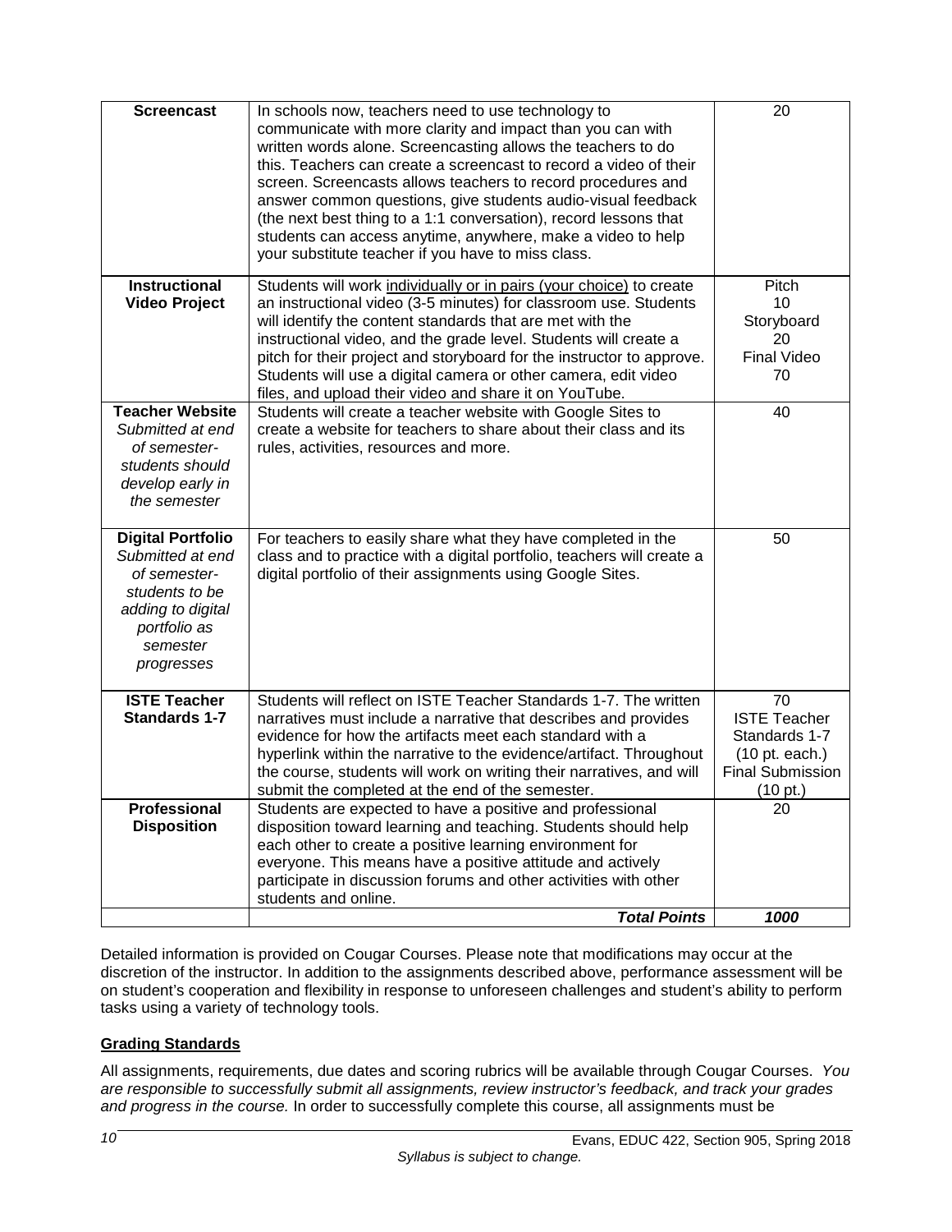| **Screencast** | In schools now, teachers need to use technology to communicate with more clarity and impact than you can with written words alone. Screencasting allows the teachers to do this. Teachers can create a screencast to record a video of their screen. Screencasts allows teachers to record procedures and answer common questions, give students audio-visual feedback (the next best thing to a 1:1 conversation), record lessons that students can access anytime, anywhere, make a video to help your substitute teacher if you have to miss class. | 20 |
|---|---|---|
| **Instructional Video Project** | Students will work <u>individually or in pairs (your choice)</u> to create an instructional video (3-5 minutes) for classroom use. Students will identify the content standards that are met with the instructional video, and the grade level. Students will create a pitch for their project and storyboard for the instructor to approve. Students will use a digital camera or other camera, edit video files, and upload their video and share it on YouTube. | Pitch 10 Storyboard 20 Final Video 70 |
| **Teacher Website** *Submitted at end of semester- students should develop early in the semester* | Students will create a teacher website with Google Sites to create a website for teachers to share about their class and its rules, activities, resources and more. | 40 |
| **Digital Portfolio** *Submitted at end of semester- students to be adding to digital portfolio as semester progresses* | For teachers to easily share what they have completed in the class and to practice with a digital portfolio, teachers will create a digital portfolio of their assignments using Google Sites. | 50 |
| **ISTE Teacher Standards 1-7** | Students will reflect on ISTE Teacher Standards 1-7. The written narratives must include a narrative that describes and provides evidence for how the artifacts meet each standard with a hyperlink within the narrative to the evidence/artifact. Throughout the course, students will work on writing their narratives, and will submit the completed at the end of the semester. | 70 ISTE Teacher Standards 1-7 (10 pt. each.) Final Submission (10 pt.) |
| **Professional Disposition** | Students are expected to have a positive and professional disposition toward learning and teaching. Students should help each other to create a positive learning environment for everyone. This means have a positive attitude and actively participate in discussion forums and other activities with other students and online. | 20 |
| | ***Total Points*** | ***1000*** |

Detailed information is provided on Cougar Courses. Please note that modifications may occur at the discretion of the instructor. In addition to the assignments described above, performance assessment will be on student's cooperation and flexibility in response to unforeseen challenges and student's ability to perform tasks using a variety of technology tools.

**<u>Grading Standards</u>**

All assignments, requirements, due dates and scoring rubrics will be available through Cougar Courses. *You are responsible to successfully submit all assignments, review instructor's feedback, and track your grades and progress in the course.* In order to successfully complete this course, all assignments must be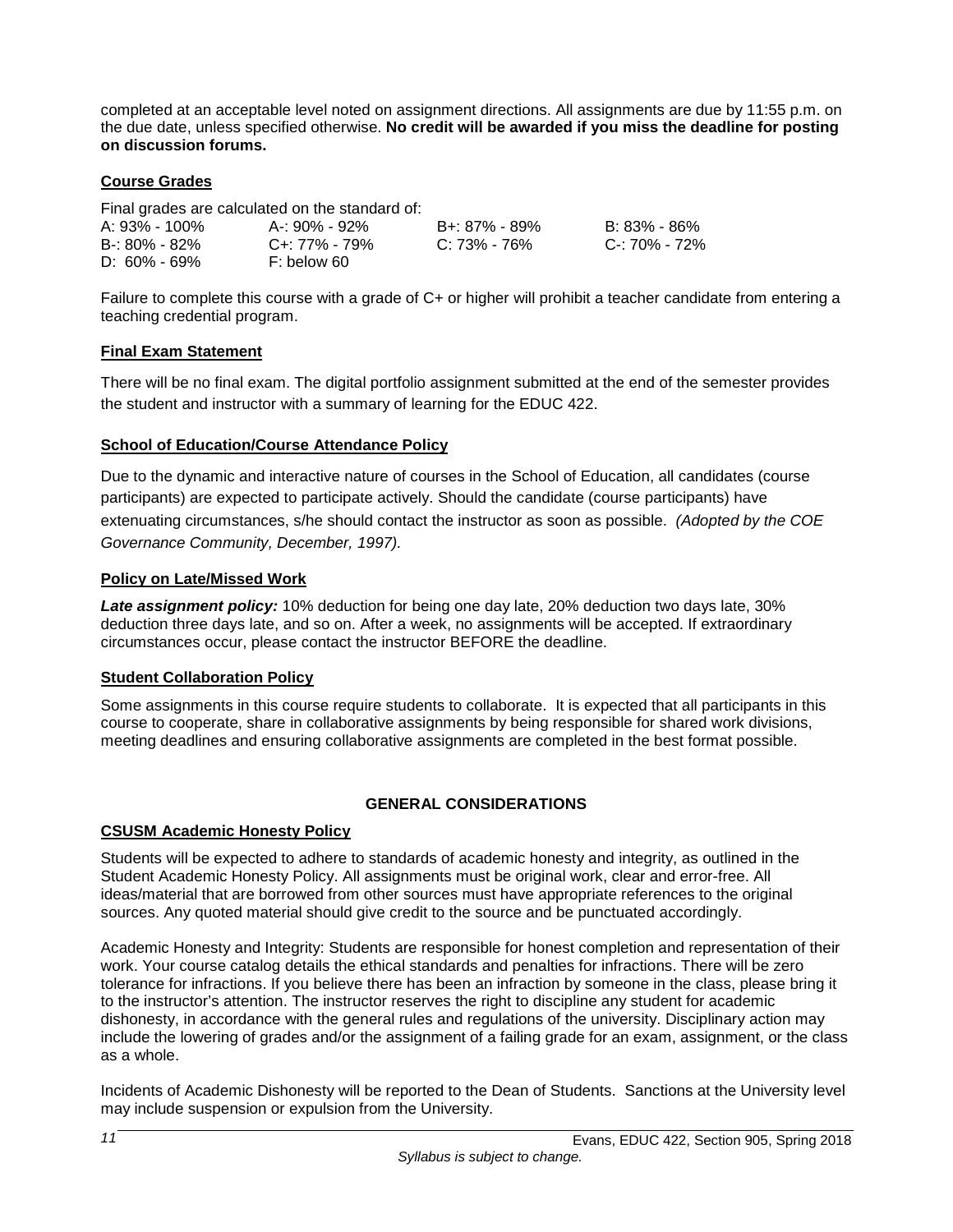completed at an acceptable level noted on assignment directions. All assignments are due by 11:55 p.m. on the due date, unless specified otherwise. **No credit will be awarded if you miss the deadline for posting on discussion forums.**

**Course Grades**

Final grades are calculated on the standard of:

| | | | |
|---|---|---|---|
| A: 93% - 100% | A-: 90% - 92% | B+: 87% - 89% | B: 83% - 86% |
| B-: 80% - 82% | C+: 77% - 79% | C: 73% - 76% | C-: 70% - 72% |
| D: 60% - 69% | F: below 60 | | |

Failure to complete this course with a grade of C+ or higher will prohibit a teacher candidate from entering a teaching credential program.

**Final Exam Statement**

There will be no final exam. The digital portfolio assignment submitted at the end of the semester provides the student and instructor with a summary of learning for the EDUC 422.

**School of Education/Course Attendance Policy**

Due to the dynamic and interactive nature of courses in the School of Education, all candidates (course participants) are expected to participate actively. Should the candidate (course participants) have extenuating circumstances, s/he should contact the instructor as soon as possible. *(Adopted by the COE Governance Community, December, 1997).*

**Policy on Late/Missed Work**

***Late assignment policy:*** 10% deduction for being one day late, 20% deduction two days late, 30% deduction three days late, and so on. After a week, no assignments will be accepted. If extraordinary circumstances occur, please contact the instructor BEFORE the deadline.

**Student Collaboration Policy**

Some assignments in this course require students to collaborate. It is expected that all participants in this course to cooperate, share in collaborative assignments by being responsible for shared work divisions, meeting deadlines and ensuring collaborative assignments are completed in the best format possible.

## GENERAL CONSIDERATIONS

**CSUSM Academic Honesty Policy**

Students will be expected to adhere to standards of academic honesty and integrity, as outlined in the Student Academic Honesty Policy. All assignments must be original work, clear and error-free. All ideas/material that are borrowed from other sources must have appropriate references to the original sources. Any quoted material should give credit to the source and be punctuated accordingly.

Academic Honesty and Integrity: Students are responsible for honest completion and representation of their work. Your course catalog details the ethical standards and penalties for infractions. There will be zero tolerance for infractions. If you believe there has been an infraction by someone in the class, please bring it to the instructor's attention. The instructor reserves the right to discipline any student for academic dishonesty, in accordance with the general rules and regulations of the university. Disciplinary action may include the lowering of grades and/or the assignment of a failing grade for an exam, assignment, or the class as a whole.

Incidents of Academic Dishonesty will be reported to the Dean of Students. Sanctions at the University level may include suspension or expulsion from the University.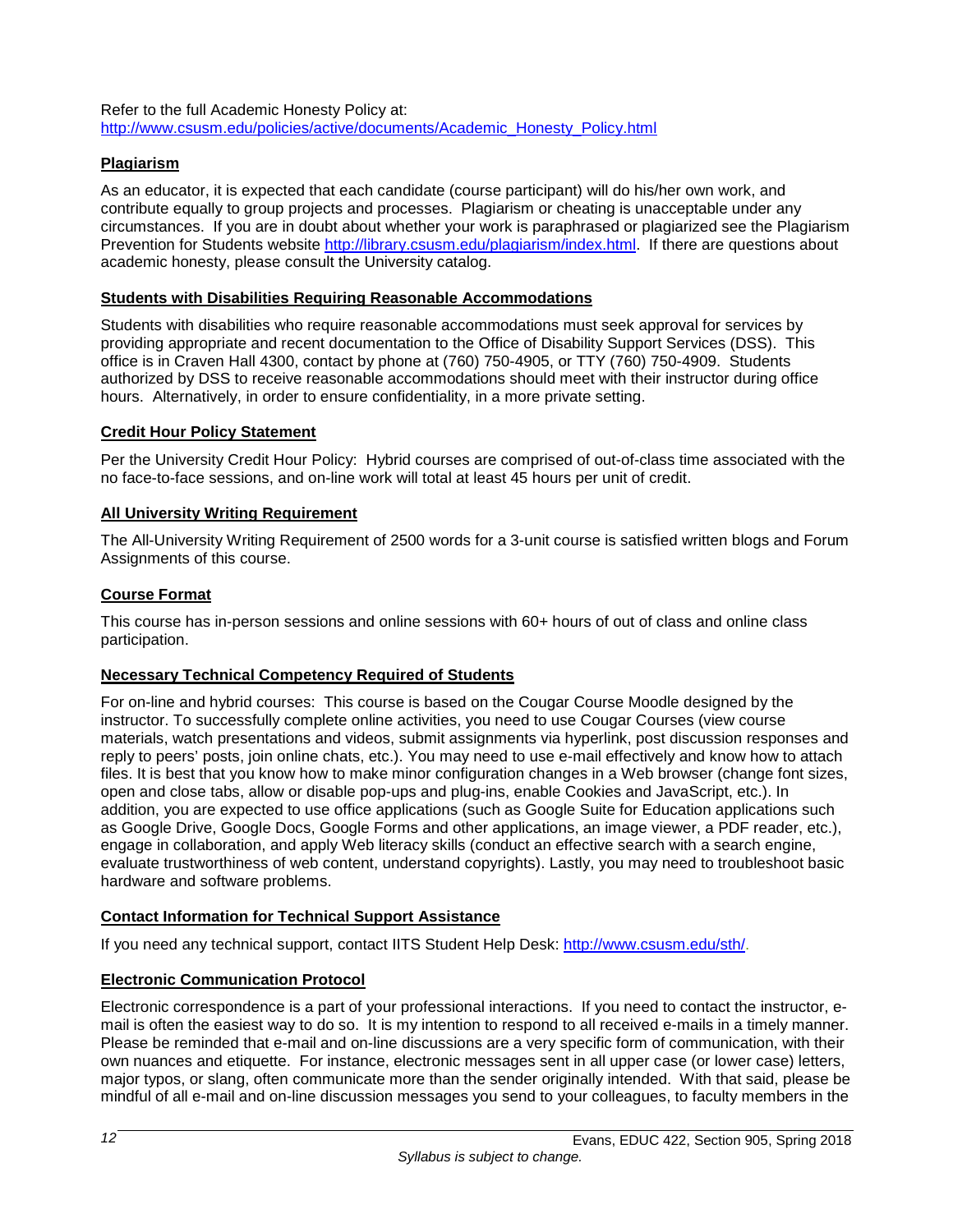Refer to the full Academic Honesty Policy at: http://www.csusm.edu/policies/active/documents/Academic_Honesty_Policy.html

### Plagiarism

As an educator, it is expected that each candidate (course participant) will do his/her own work, and contribute equally to group projects and processes. Plagiarism or cheating is unacceptable under any circumstances. If you are in doubt about whether your work is paraphrased or plagiarized see the Plagiarism Prevention for Students website http://library.csusm.edu/plagiarism/index.html. If there are questions about academic honesty, please consult the University catalog.

### Students with Disabilities Requiring Reasonable Accommodations

Students with disabilities who require reasonable accommodations must seek approval for services by providing appropriate and recent documentation to the Office of Disability Support Services (DSS). This office is in Craven Hall 4300, contact by phone at (760) 750-4905, or TTY (760) 750-4909. Students authorized by DSS to receive reasonable accommodations should meet with their instructor during office hours. Alternatively, in order to ensure confidentiality, in a more private setting.

### Credit Hour Policy Statement

Per the University Credit Hour Policy: Hybrid courses are comprised of out-of-class time associated with the no face-to-face sessions, and on-line work will total at least 45 hours per unit of credit.

### All University Writing Requirement

The All-University Writing Requirement of 2500 words for a 3-unit course is satisfied written blogs and Forum Assignments of this course.

### Course Format

This course has in-person sessions and online sessions with 60+ hours of out of class and online class participation.

### Necessary Technical Competency Required of Students

For on-line and hybrid courses: This course is based on the Cougar Course Moodle designed by the instructor. To successfully complete online activities, you need to use Cougar Courses (view course materials, watch presentations and videos, submit assignments via hyperlink, post discussion responses and reply to peers' posts, join online chats, etc.). You may need to use e-mail effectively and know how to attach files. It is best that you know how to make minor configuration changes in a Web browser (change font sizes, open and close tabs, allow or disable pop-ups and plug-ins, enable Cookies and JavaScript, etc.). In addition, you are expected to use office applications (such as Google Suite for Education applications such as Google Drive, Google Docs, Google Forms and other applications, an image viewer, a PDF reader, etc.), engage in collaboration, and apply Web literacy skills (conduct an effective search with a search engine, evaluate trustworthiness of web content, understand copyrights). Lastly, you may need to troubleshoot basic hardware and software problems.

### Contact Information for Technical Support Assistance

If you need any technical support, contact IITS Student Help Desk: http://www.csusm.edu/sth/.

### Electronic Communication Protocol

Electronic correspondence is a part of your professional interactions. If you need to contact the instructor, e-mail is often the easiest way to do so. It is my intention to respond to all received e-mails in a timely manner. Please be reminded that e-mail and on-line discussions are a very specific form of communication, with their own nuances and etiquette. For instance, electronic messages sent in all upper case (or lower case) letters, major typos, or slang, often communicate more than the sender originally intended. With that said, please be mindful of all e-mail and on-line discussion messages you send to your colleagues, to faculty members in the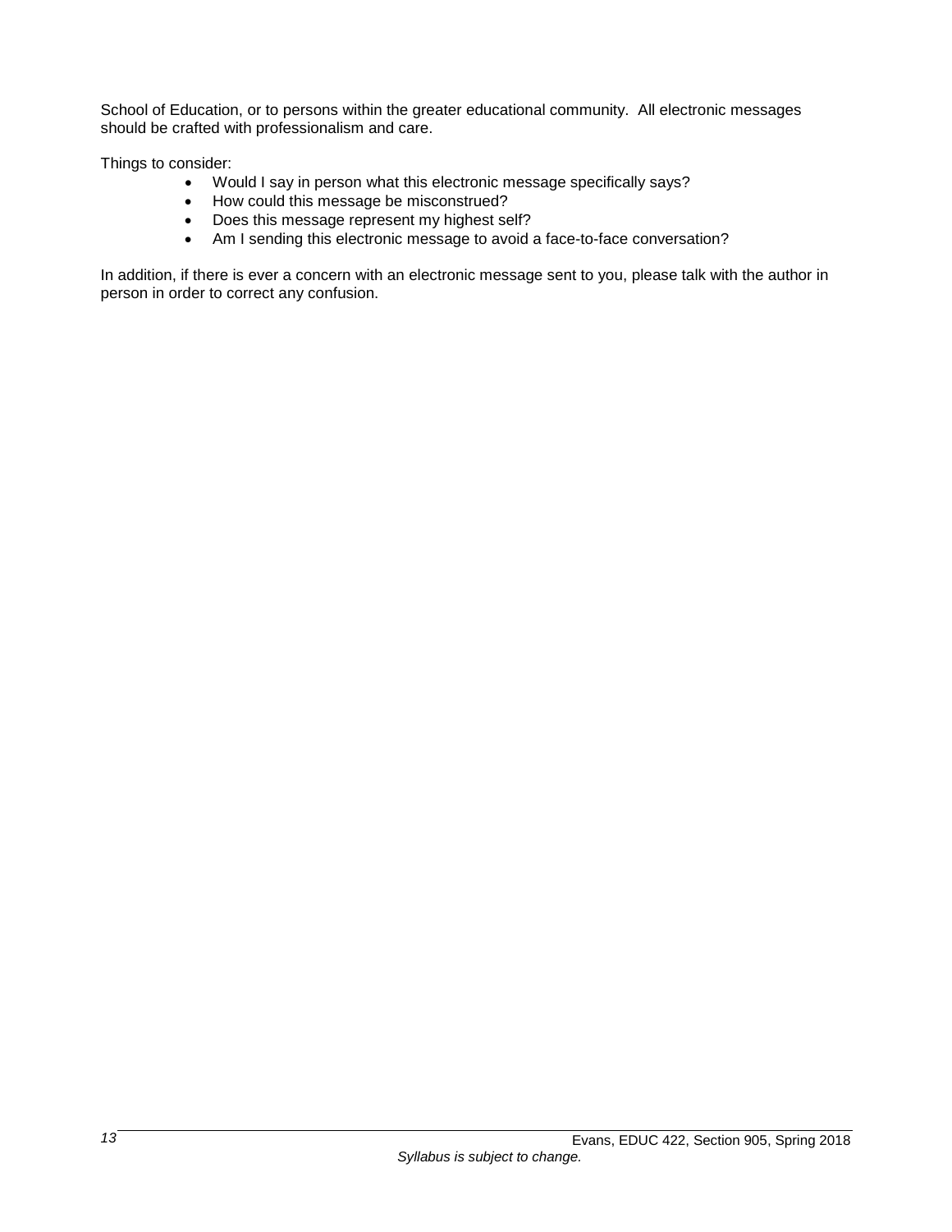School of Education, or to persons within the greater educational community. All electronic messages should be crafted with professionalism and care.

Things to consider:

- Would I say in person what this electronic message specifically says?
- How could this message be misconstrued?
- Does this message represent my highest self?
- Am I sending this electronic message to avoid a face-to-face conversation?

In addition, if there is ever a concern with an electronic message sent to you, please talk with the author in person in order to correct any confusion.